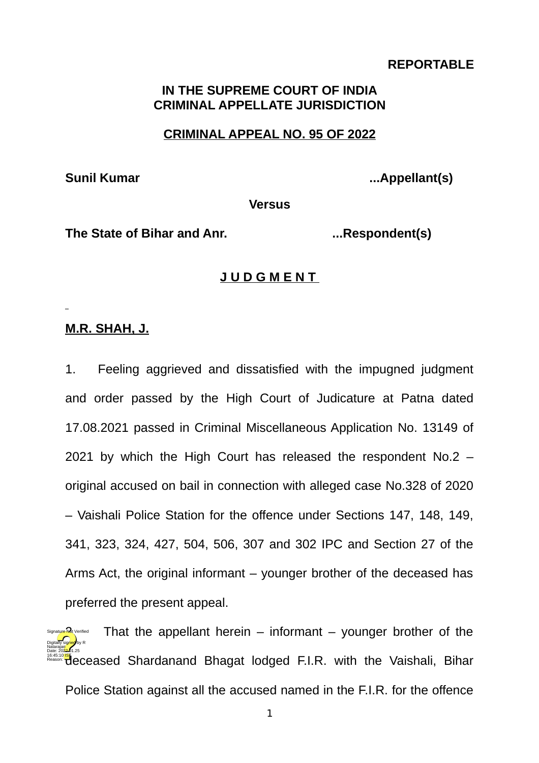**REPORTABLE**

**IN THE SUPREME COURT OF INDIA**
**CRIMINAL APPELLATE JURISDICTION**

**CRIMINAL APPEAL NO. 95 OF 2022**

**Sunil Kumar** **...Appellant(s)**

**Versus**

**The State of Bihar and Anr.** **...Respondent(s)**

**J U D G M E N T**

**M.R. SHAH, J.**

1. Feeling aggrieved and dissatisfied with the impugned judgment and order passed by the High Court of Judicature at Patna dated 17.08.2021 passed in Criminal Miscellaneous Application No. 13149 of 2021 by which the High Court has released the respondent No.2 – original accused on bail in connection with alleged case No.328 of 2020 – Vaishali Police Station for the offence under Sections 147, 148, 149, 341, 323, 324, 427, 504, 506, 307 and 302 IPC and Section 27 of the Arms Act, the original informant – younger brother of the deceased has preferred the present appeal.

2. That the appellant herein – informant – younger brother of the deceased Shardanand Bhagat lodged F.I.R. with the Vaishali, Bihar Police Station against all the accused named in the F.I.R. for the offence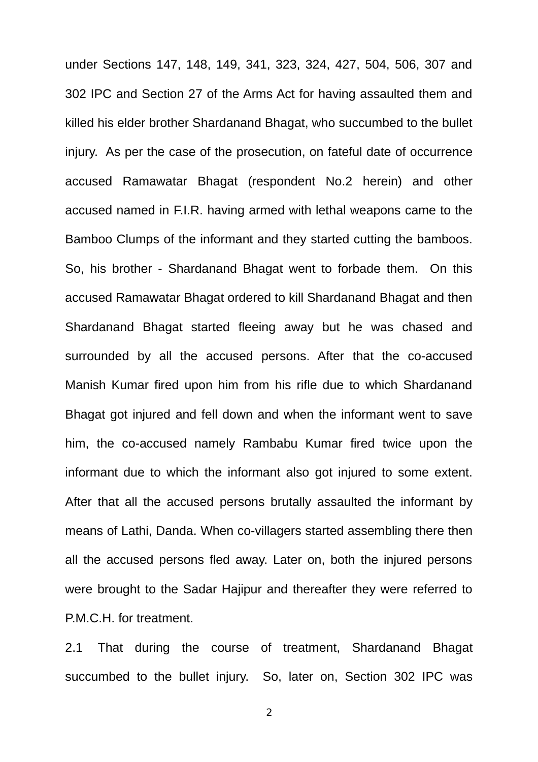under Sections 147, 148, 149, 341, 323, 324, 427, 504, 506, 307 and 302 IPC and Section 27 of the Arms Act for having assaulted them and killed his elder brother Shardanand Bhagat, who succumbed to the bullet injury. As per the case of the prosecution, on fateful date of occurrence accused Ramawatar Bhagat (respondent No.2 herein) and other accused named in F.I.R. having armed with lethal weapons came to the Bamboo Clumps of the informant and they started cutting the bamboos. So, his brother - Shardanand Bhagat went to forbade them. On this accused Ramawatar Bhagat ordered to kill Shardanand Bhagat and then Shardanand Bhagat started fleeing away but he was chased and surrounded by all the accused persons. After that the co-accused Manish Kumar fired upon him from his rifle due to which Shardanand Bhagat got injured and fell down and when the informant went to save him, the co-accused namely Rambabu Kumar fired twice upon the informant due to which the informant also got injured to some extent. After that all the accused persons brutally assaulted the informant by means of Lathi, Danda. When co-villagers started assembling there then all the accused persons fled away. Later on, both the injured persons were brought to the Sadar Hajipur and thereafter they were referred to P.M.C.H. for treatment.

2.1 That during the course of treatment, Shardanand Bhagat succumbed to the bullet injury. So, later on, Section 302 IPC was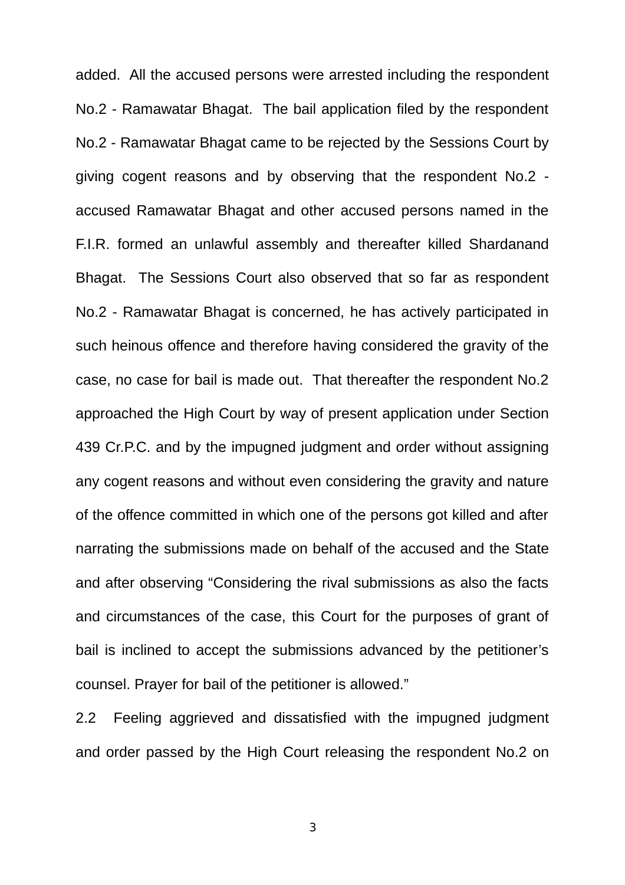added. All the accused persons were arrested including the respondent No.2 - Ramawatar Bhagat. The bail application filed by the respondent No.2 - Ramawatar Bhagat came to be rejected by the Sessions Court by giving cogent reasons and by observing that the respondent No.2 - accused Ramawatar Bhagat and other accused persons named in the F.I.R. formed an unlawful assembly and thereafter killed Shardanand Bhagat. The Sessions Court also observed that so far as respondent No.2 - Ramawatar Bhagat is concerned, he has actively participated in such heinous offence and therefore having considered the gravity of the case, no case for bail is made out. That thereafter the respondent No.2 approached the High Court by way of present application under Section 439 Cr.P.C. and by the impugned judgment and order without assigning any cogent reasons and without even considering the gravity and nature of the offence committed in which one of the persons got killed and after narrating the submissions made on behalf of the accused and the State and after observing "Considering the rival submissions as also the facts and circumstances of the case, this Court for the purposes of grant of bail is inclined to accept the submissions advanced by the petitioner's counsel. Prayer for bail of the petitioner is allowed."

2.2 Feeling aggrieved and dissatisfied with the impugned judgment and order passed by the High Court releasing the respondent No.2 on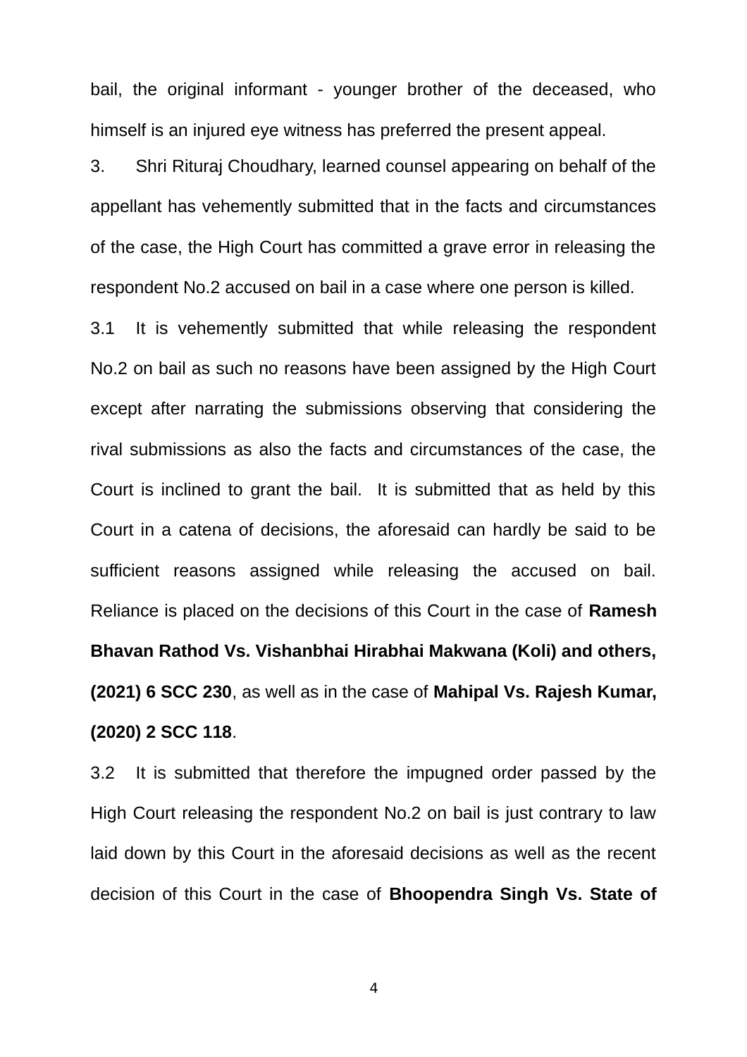bail, the original informant - younger brother of the deceased, who himself is an injured eye witness has preferred the present appeal.

3. Shri Rituraj Choudhary, learned counsel appearing on behalf of the appellant has vehemently submitted that in the facts and circumstances of the case, the High Court has committed a grave error in releasing the respondent No.2 accused on bail in a case where one person is killed.

3.1 It is vehemently submitted that while releasing the respondent No.2 on bail as such no reasons have been assigned by the High Court except after narrating the submissions observing that considering the rival submissions as also the facts and circumstances of the case, the Court is inclined to grant the bail. It is submitted that as held by this Court in a catena of decisions, the aforesaid can hardly be said to be sufficient reasons assigned while releasing the accused on bail. Reliance is placed on the decisions of this Court in the case of **Ramesh Bhavan Rathod Vs. Vishanbhai Hirabhai Makwana (Koli) and others, (2021) 6 SCC 230**, as well as in the case of **Mahipal Vs. Rajesh Kumar, (2020) 2 SCC 118**.

3.2 It is submitted that therefore the impugned order passed by the High Court releasing the respondent No.2 on bail is just contrary to law laid down by this Court in the aforesaid decisions as well as the recent decision of this Court in the case of **Bhoopendra Singh Vs. State of**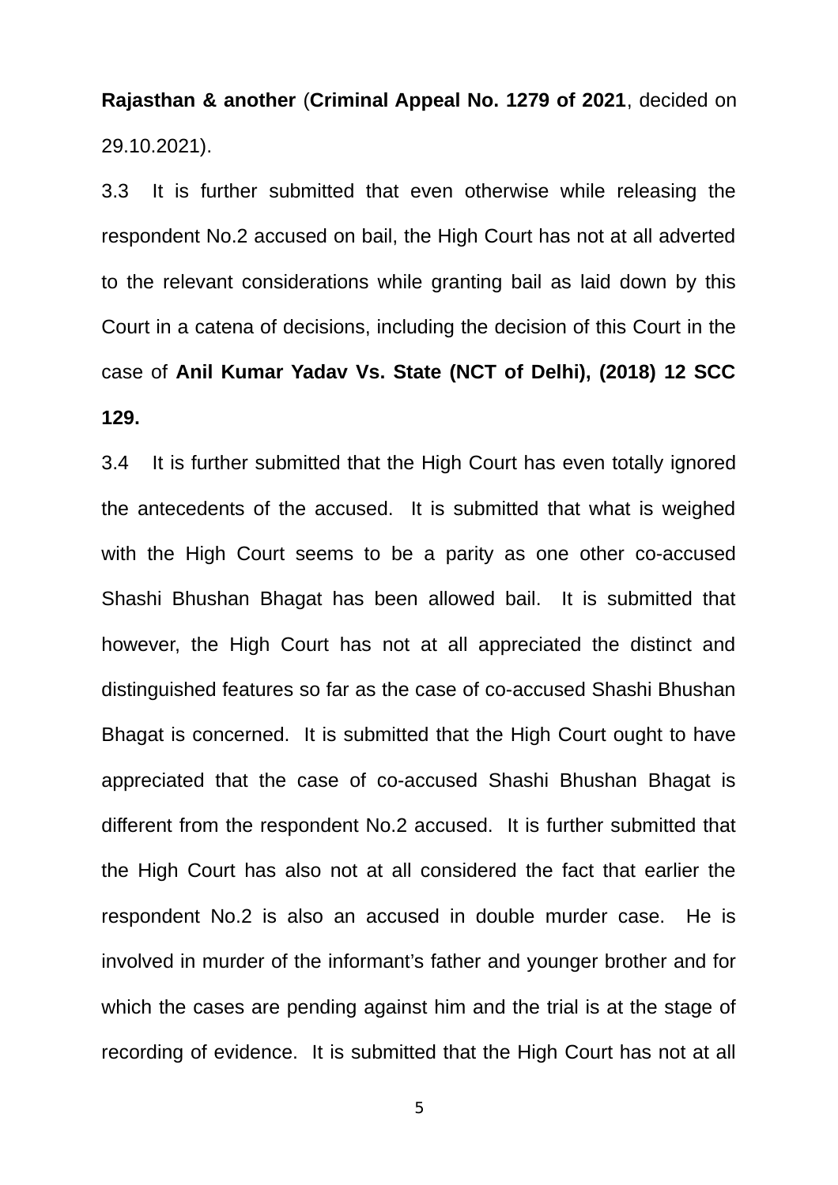**Rajasthan & another** (**Criminal Appeal No. 1279 of 2021**, decided on 29.10.2021).

3.3 It is further submitted that even otherwise while releasing the respondent No.2 accused on bail, the High Court has not at all adverted to the relevant considerations while granting bail as laid down by this Court in a catena of decisions, including the decision of this Court in the case of **Anil Kumar Yadav Vs. State (NCT of Delhi), (2018) 12 SCC 129.**

3.4 It is further submitted that the High Court has even totally ignored the antecedents of the accused. It is submitted that what is weighed with the High Court seems to be a parity as one other co-accused Shashi Bhushan Bhagat has been allowed bail. It is submitted that however, the High Court has not at all appreciated the distinct and distinguished features so far as the case of co-accused Shashi Bhushan Bhagat is concerned. It is submitted that the High Court ought to have appreciated that the case of co-accused Shashi Bhushan Bhagat is different from the respondent No.2 accused. It is further submitted that the High Court has also not at all considered the fact that earlier the respondent No.2 is also an accused in double murder case. He is involved in murder of the informant's father and younger brother and for which the cases are pending against him and the trial is at the stage of recording of evidence. It is submitted that the High Court has not at all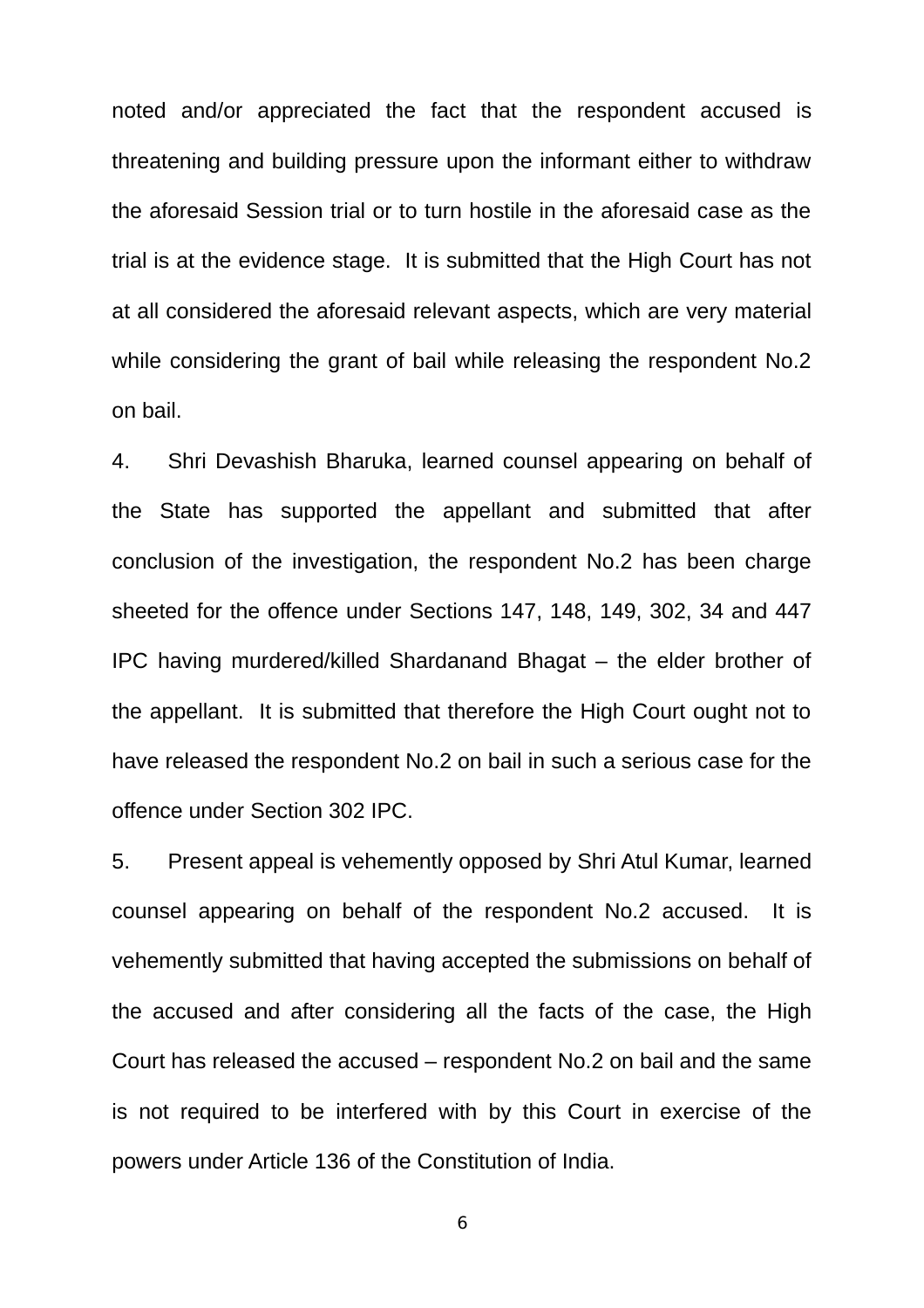noted and/or appreciated the fact that the respondent accused is threatening and building pressure upon the informant either to withdraw the aforesaid Session trial or to turn hostile in the aforesaid case as the trial is at the evidence stage. It is submitted that the High Court has not at all considered the aforesaid relevant aspects, which are very material while considering the grant of bail while releasing the respondent No.2 on bail.

4. Shri Devashish Bharuka, learned counsel appearing on behalf of the State has supported the appellant and submitted that after conclusion of the investigation, the respondent No.2 has been charge sheeted for the offence under Sections 147, 148, 149, 302, 34 and 447 IPC having murdered/killed Shardanand Bhagat – the elder brother of the appellant. It is submitted that therefore the High Court ought not to have released the respondent No.2 on bail in such a serious case for the offence under Section 302 IPC.

5. Present appeal is vehemently opposed by Shri Atul Kumar, learned counsel appearing on behalf of the respondent No.2 accused. It is vehemently submitted that having accepted the submissions on behalf of the accused and after considering all the facts of the case, the High Court has released the accused – respondent No.2 on bail and the same is not required to be interfered with by this Court in exercise of the powers under Article 136 of the Constitution of India.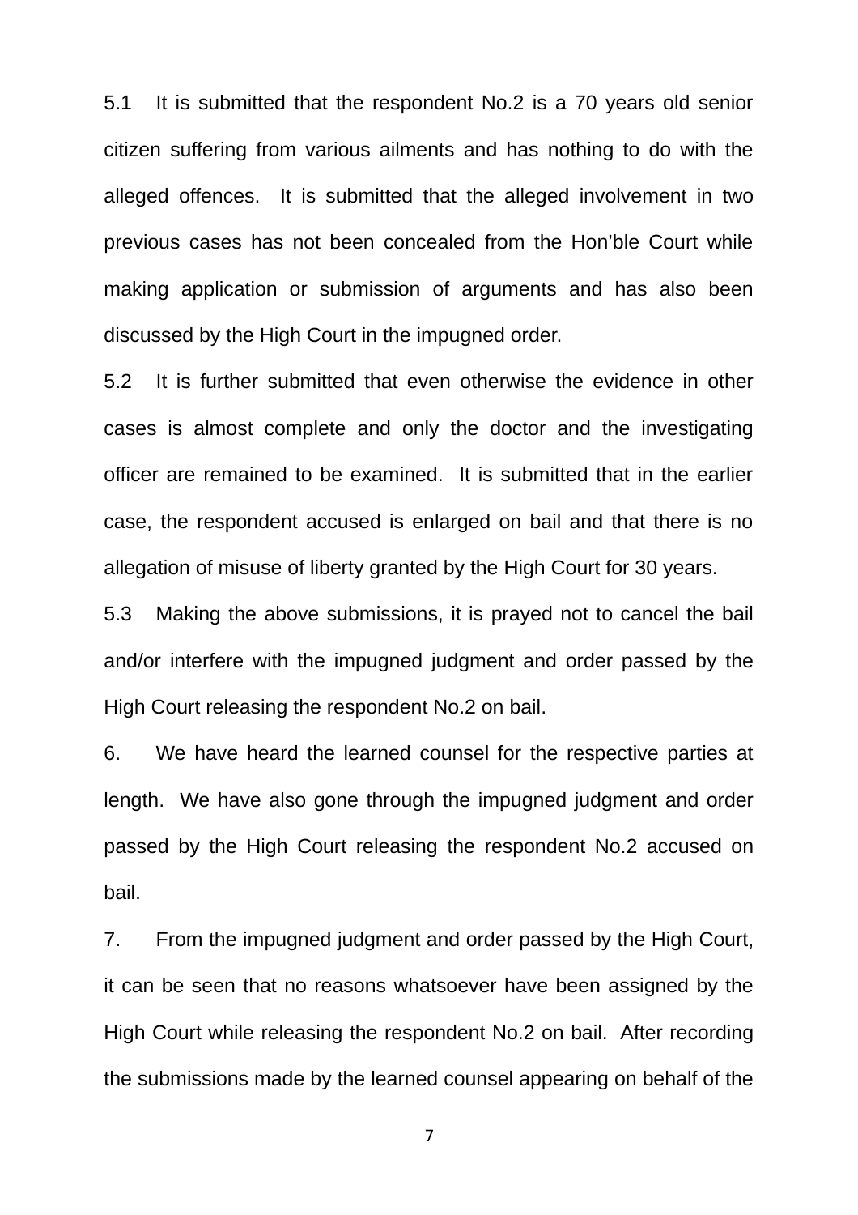5.1 It is submitted that the respondent No.2 is a 70 years old senior citizen suffering from various ailments and has nothing to do with the alleged offences. It is submitted that the alleged involvement in two previous cases has not been concealed from the Hon'ble Court while making application or submission of arguments and has also been discussed by the High Court in the impugned order.

5.2 It is further submitted that even otherwise the evidence in other cases is almost complete and only the doctor and the investigating officer are remained to be examined. It is submitted that in the earlier case, the respondent accused is enlarged on bail and that there is no allegation of misuse of liberty granted by the High Court for 30 years.

5.3 Making the above submissions, it is prayed not to cancel the bail and/or interfere with the impugned judgment and order passed by the High Court releasing the respondent No.2 on bail.

6. We have heard the learned counsel for the respective parties at length. We have also gone through the impugned judgment and order passed by the High Court releasing the respondent No.2 accused on bail.

7. From the impugned judgment and order passed by the High Court, it can be seen that no reasons whatsoever have been assigned by the High Court while releasing the respondent No.2 on bail. After recording the submissions made by the learned counsel appearing on behalf of the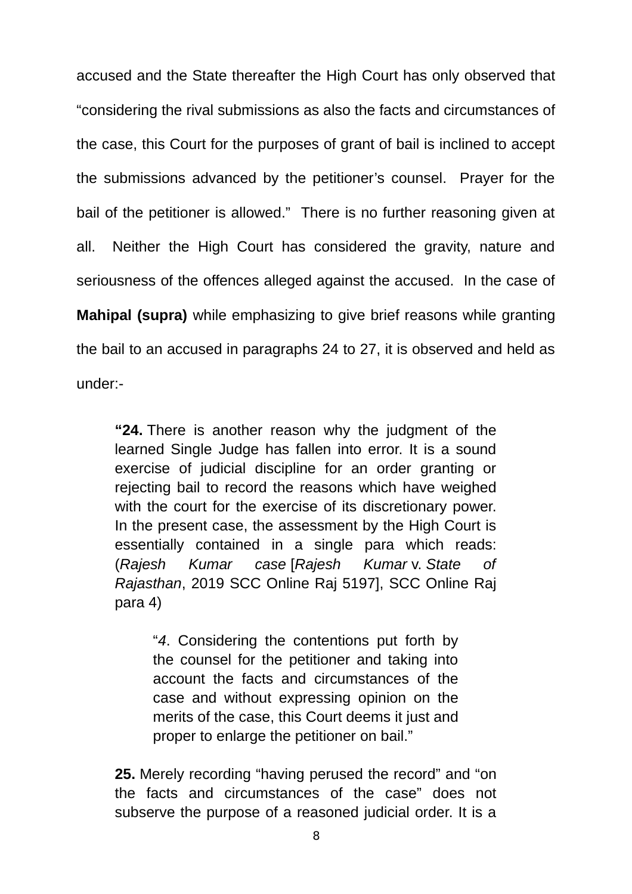accused and the State thereafter the High Court has only observed that "considering the rival submissions as also the facts and circumstances of the case, this Court for the purposes of grant of bail is inclined to accept the submissions advanced by the petitioner's counsel. Prayer for the bail of the petitioner is allowed." There is no further reasoning given at all. Neither the High Court has considered the gravity, nature and seriousness of the offences alleged against the accused. In the case of **Mahipal (supra)** while emphasizing to give brief reasons while granting the bail to an accused in paragraphs 24 to 27, it is observed and held as under:-

> **"24.** There is another reason why the judgment of the learned Single Judge has fallen into error. It is a sound exercise of judicial discipline for an order granting or rejecting bail to record the reasons which have weighed with the court for the exercise of its discretionary power. In the present case, the assessment by the High Court is essentially contained in a single para which reads: (*Rajesh Kumar case* [*Rajesh Kumar* v. *State of Rajasthan*, 2019 SCC Online Raj 5197], SCC Online Raj para 4)
>
> > "*4*. Considering the contentions put forth by the counsel for the petitioner and taking into account the facts and circumstances of the case and without expressing opinion on the merits of the case, this Court deems it just and proper to enlarge the petitioner on bail."
>
> **25.** Merely recording "having perused the record" and "on the facts and circumstances of the case" does not subserve the purpose of a reasoned judicial order. It is a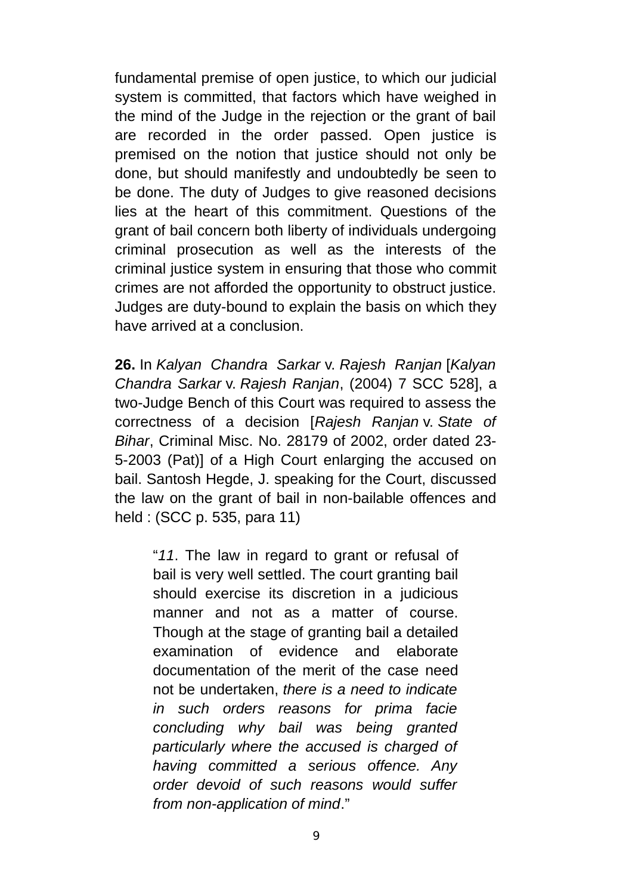fundamental premise of open justice, to which our judicial system is committed, that factors which have weighed in the mind of the Judge in the rejection or the grant of bail are recorded in the order passed. Open justice is premised on the notion that justice should not only be done, but should manifestly and undoubtedly be seen to be done. The duty of Judges to give reasoned decisions lies at the heart of this commitment. Questions of the grant of bail concern both liberty of individuals undergoing criminal prosecution as well as the interests of the criminal justice system in ensuring that those who commit crimes are not afforded the opportunity to obstruct justice. Judges are duty-bound to explain the basis on which they have arrived at a conclusion.

**26.** In *Kalyan Chandra Sarkar* v. *Rajesh Ranjan* [*Kalyan Chandra Sarkar* v. *Rajesh Ranjan*, (2004) 7 SCC 528], a two-Judge Bench of this Court was required to assess the correctness of a decision [*Rajesh Ranjan* v. *State of Bihar*, Criminal Misc. No. 28179 of 2002, order dated 23-5-2003 (Pat)] of a High Court enlarging the accused on bail. Santosh Hegde, J. speaking for the Court, discussed the law on the grant of bail in non-bailable offences and held : (SCC p. 535, para 11)

> "*11*. The law in regard to grant or refusal of bail is very well settled. The court granting bail should exercise its discretion in a judicious manner and not as a matter of course. Though at the stage of granting bail a detailed examination of evidence and elaborate documentation of the merit of the case need not be undertaken, *there is a need to indicate in such orders reasons for prima facie concluding why bail was being granted particularly where the accused is charged of having committed a serious offence. Any order devoid of such reasons would suffer from non-application of mind*."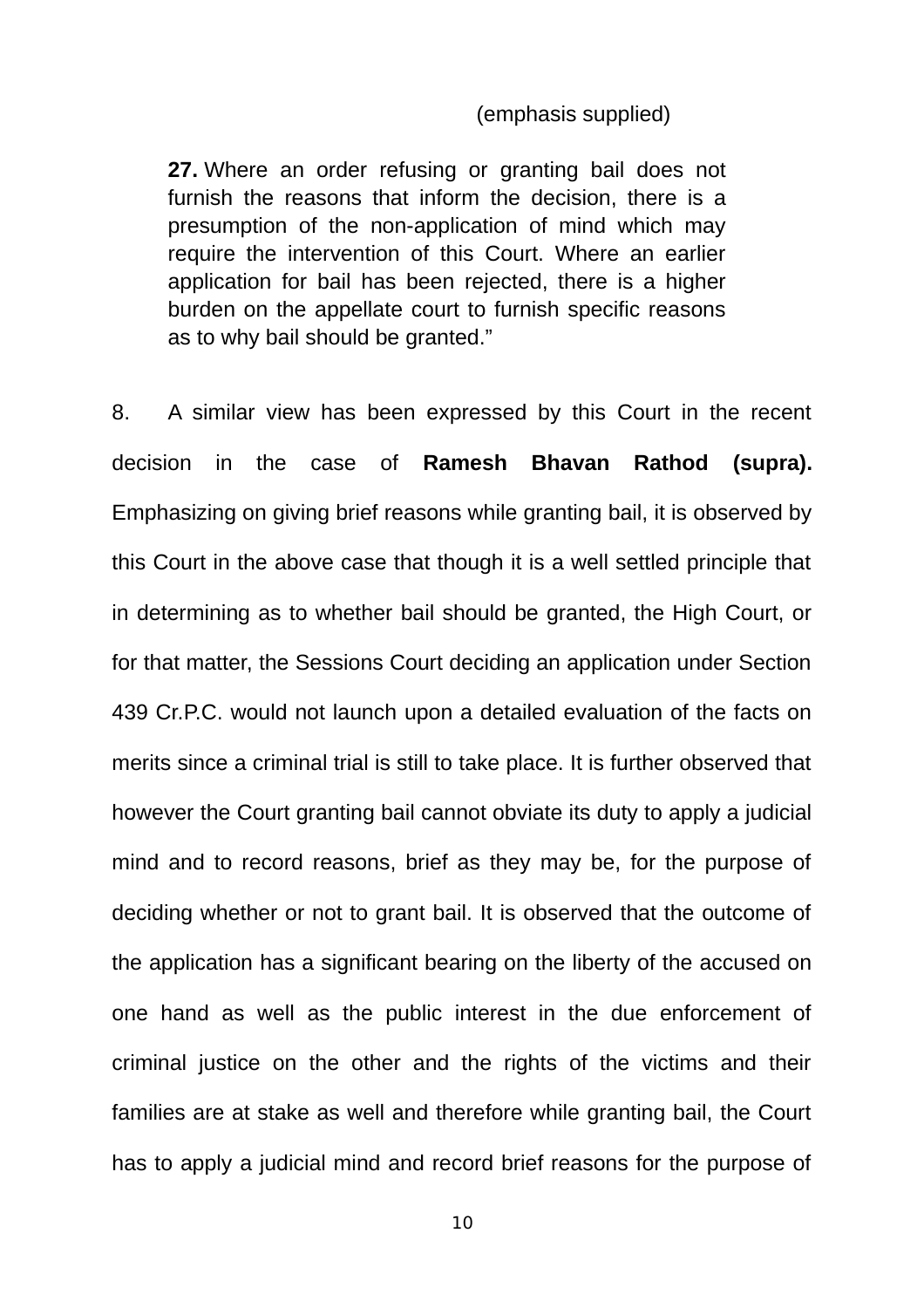(emphasis supplied)

> **27.** Where an order refusing or granting bail does not furnish the reasons that inform the decision, there is a presumption of the non-application of mind which may require the intervention of this Court. Where an earlier application for bail has been rejected, there is a higher burden on the appellate court to furnish specific reasons as to why bail should be granted."

8. A similar view has been expressed by this Court in the recent decision in the case of **Ramesh Bhavan Rathod (supra).** Emphasizing on giving brief reasons while granting bail, it is observed by this Court in the above case that though it is a well settled principle that in determining as to whether bail should be granted, the High Court, or for that matter, the Sessions Court deciding an application under Section 439 Cr.P.C. would not launch upon a detailed evaluation of the facts on merits since a criminal trial is still to take place. It is further observed that however the Court granting bail cannot obviate its duty to apply a judicial mind and to record reasons, brief as they may be, for the purpose of deciding whether or not to grant bail. It is observed that the outcome of the application has a significant bearing on the liberty of the accused on one hand as well as the public interest in the due enforcement of criminal justice on the other and the rights of the victims and their families are at stake as well and therefore while granting bail, the Court has to apply a judicial mind and record brief reasons for the purpose of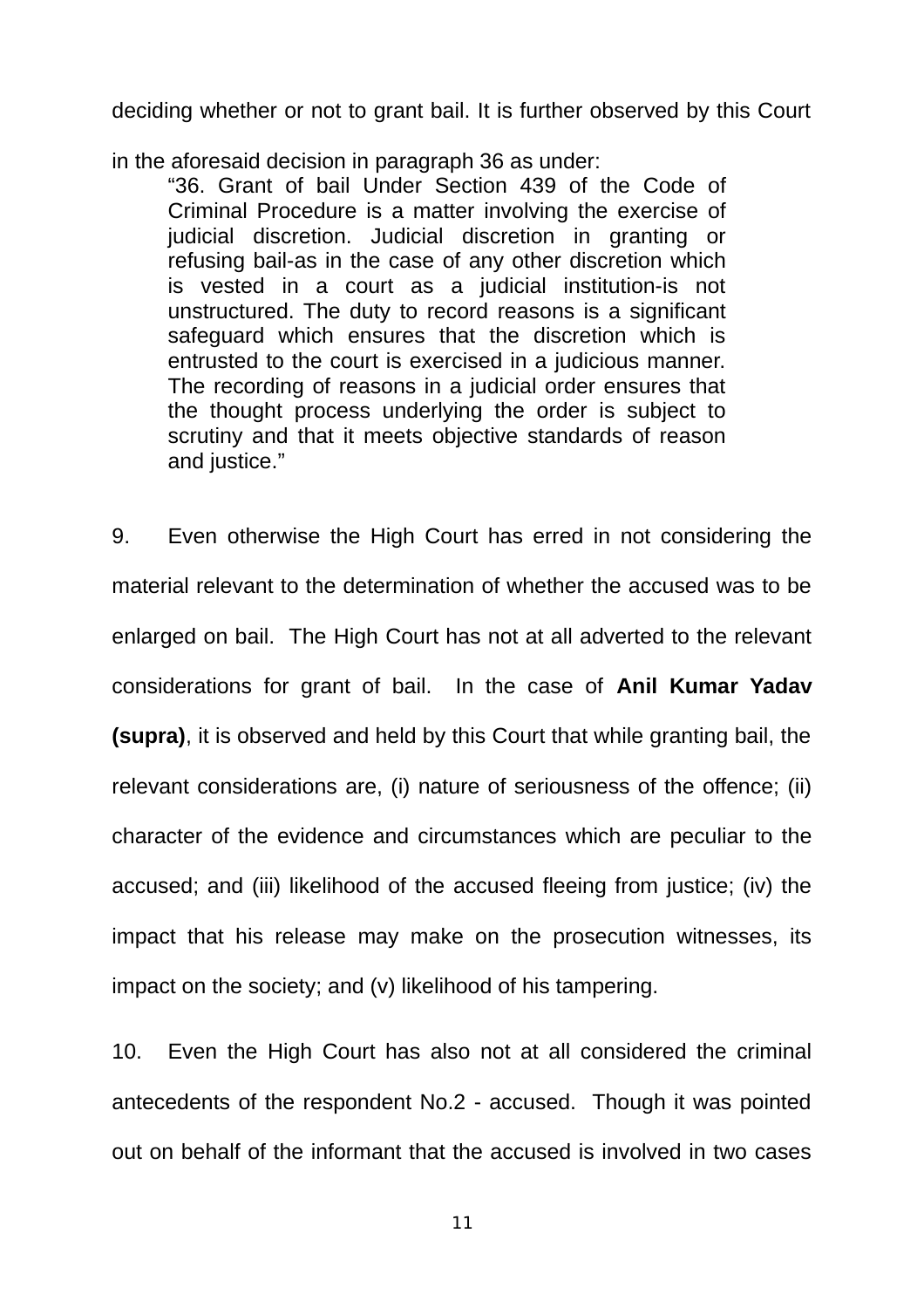deciding whether or not to grant bail. It is further observed by this Court in the aforesaid decision in paragraph 36 as under:

> "36. Grant of bail Under Section 439 of the Code of Criminal Procedure is a matter involving the exercise of judicial discretion. Judicial discretion in granting or refusing bail-as in the case of any other discretion which is vested in a court as a judicial institution-is not unstructured. The duty to record reasons is a significant safeguard which ensures that the discretion which is entrusted to the court is exercised in a judicious manner. The recording of reasons in a judicial order ensures that the thought process underlying the order is subject to scrutiny and that it meets objective standards of reason and justice."

9. Even otherwise the High Court has erred in not considering the material relevant to the determination of whether the accused was to be enlarged on bail. The High Court has not at all adverted to the relevant considerations for grant of bail. In the case of **Anil Kumar Yadav (supra)**, it is observed and held by this Court that while granting bail, the relevant considerations are, (i) nature of seriousness of the offence; (ii) character of the evidence and circumstances which are peculiar to the accused; and (iii) likelihood of the accused fleeing from justice; (iv) the impact that his release may make on the prosecution witnesses, its impact on the society; and (v) likelihood of his tampering.

10. Even the High Court has also not at all considered the criminal antecedents of the respondent No.2 - accused. Though it was pointed out on behalf of the informant that the accused is involved in two cases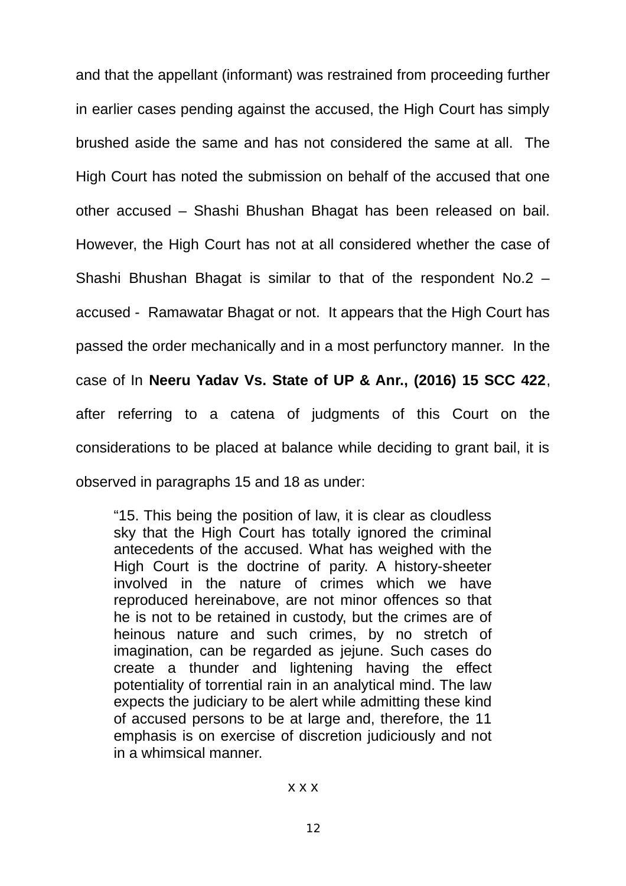and that the appellant (informant) was restrained from proceeding further in earlier cases pending against the accused, the High Court has simply brushed aside the same and has not considered the same at all. The High Court has noted the submission on behalf of the accused that one other accused – Shashi Bhushan Bhagat has been released on bail. However, the High Court has not at all considered whether the case of Shashi Bhushan Bhagat is similar to that of the respondent No.2 – accused - Ramawatar Bhagat or not. It appears that the High Court has passed the order mechanically and in a most perfunctory manner. In the case of In **Neeru Yadav Vs. State of UP & Anr., (2016) 15 SCC 422**, after referring to a catena of judgments of this Court on the considerations to be placed at balance while deciding to grant bail, it is observed in paragraphs 15 and 18 as under:

> "15. This being the position of law, it is clear as cloudless sky that the High Court has totally ignored the criminal antecedents of the accused. What has weighed with the High Court is the doctrine of parity. A history-sheeter involved in the nature of crimes which we have reproduced hereinabove, are not minor offences so that he is not to be retained in custody, but the crimes are of heinous nature and such crimes, by no stretch of imagination, can be regarded as jejune. Such cases do create a thunder and lightening having the effect potentiality of torrential rain in an analytical mind. The law expects the judiciary to be alert while admitting these kind of accused persons to be at large and, therefore, the 11 emphasis is on exercise of discretion judiciously and not in a whimsical manner.

x x x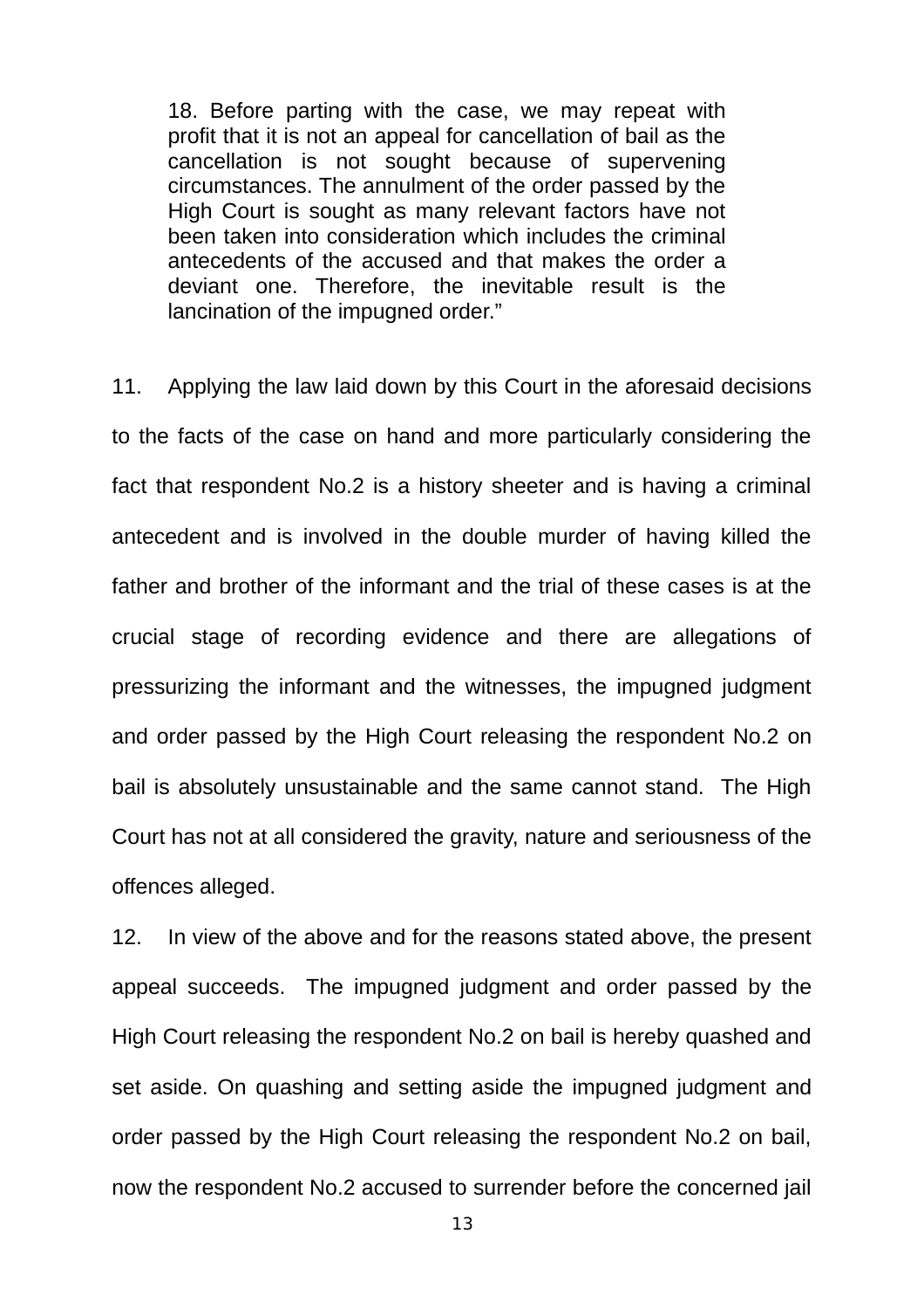> 18. Before parting with the case, we may repeat with profit that it is not an appeal for cancellation of bail as the cancellation is not sought because of supervening circumstances. The annulment of the order passed by the High Court is sought as many relevant factors have not been taken into consideration which includes the criminal antecedents of the accused and that makes the order a deviant one. Therefore, the inevitable result is the lancination of the impugned order."

11. Applying the law laid down by this Court in the aforesaid decisions to the facts of the case on hand and more particularly considering the fact that respondent No.2 is a history sheeter and is having a criminal antecedent and is involved in the double murder of having killed the father and brother of the informant and the trial of these cases is at the crucial stage of recording evidence and there are allegations of pressurizing the informant and the witnesses, the impugned judgment and order passed by the High Court releasing the respondent No.2 on bail is absolutely unsustainable and the same cannot stand. The High Court has not at all considered the gravity, nature and seriousness of the offences alleged.

12. In view of the above and for the reasons stated above, the present appeal succeeds. The impugned judgment and order passed by the High Court releasing the respondent No.2 on bail is hereby quashed and set aside. On quashing and setting aside the impugned judgment and order passed by the High Court releasing the respondent No.2 on bail, now the respondent No.2 accused to surrender before the concerned jail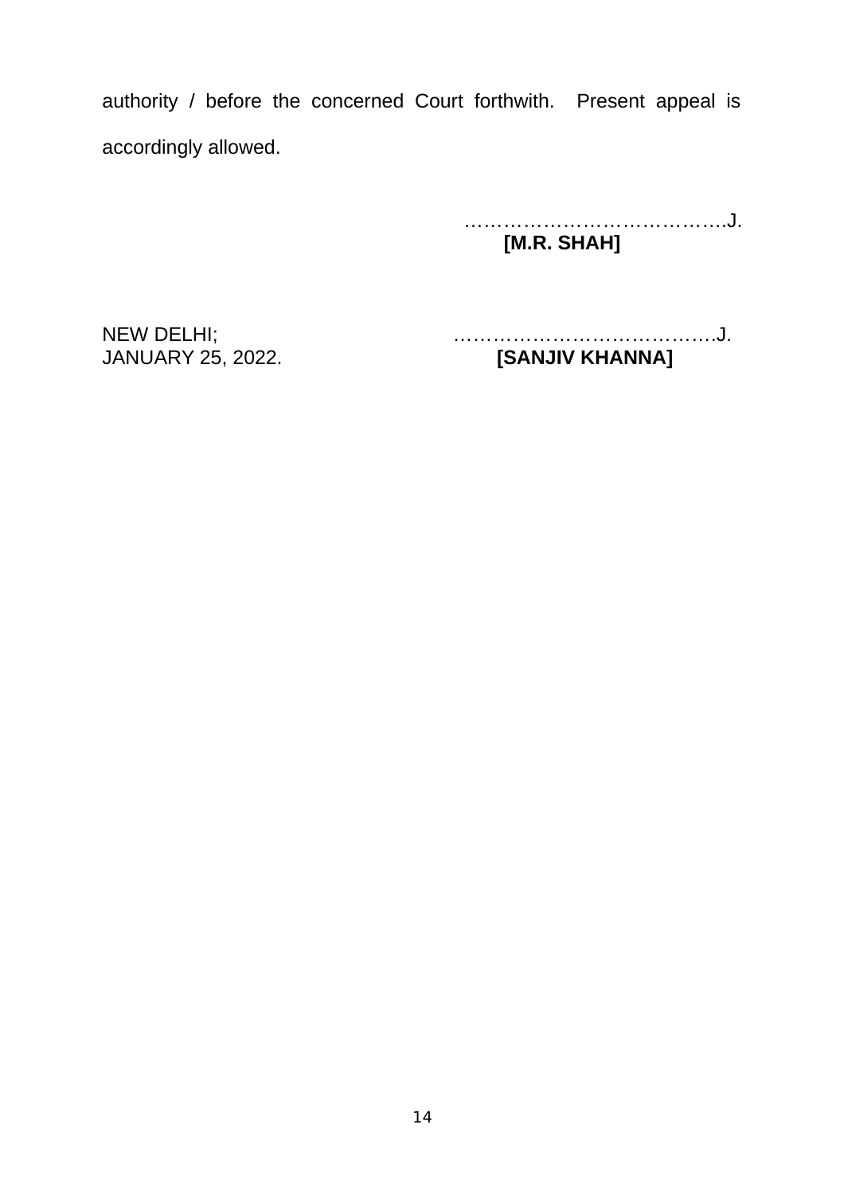authority / before the concerned Court forthwith. Present appeal is accordingly allowed.

………………………………….J.
**[M.R. SHAH]**

NEW DELHI;
JANUARY 25, 2022.

………………………………….J.
**[SANJIV KHANNA]**